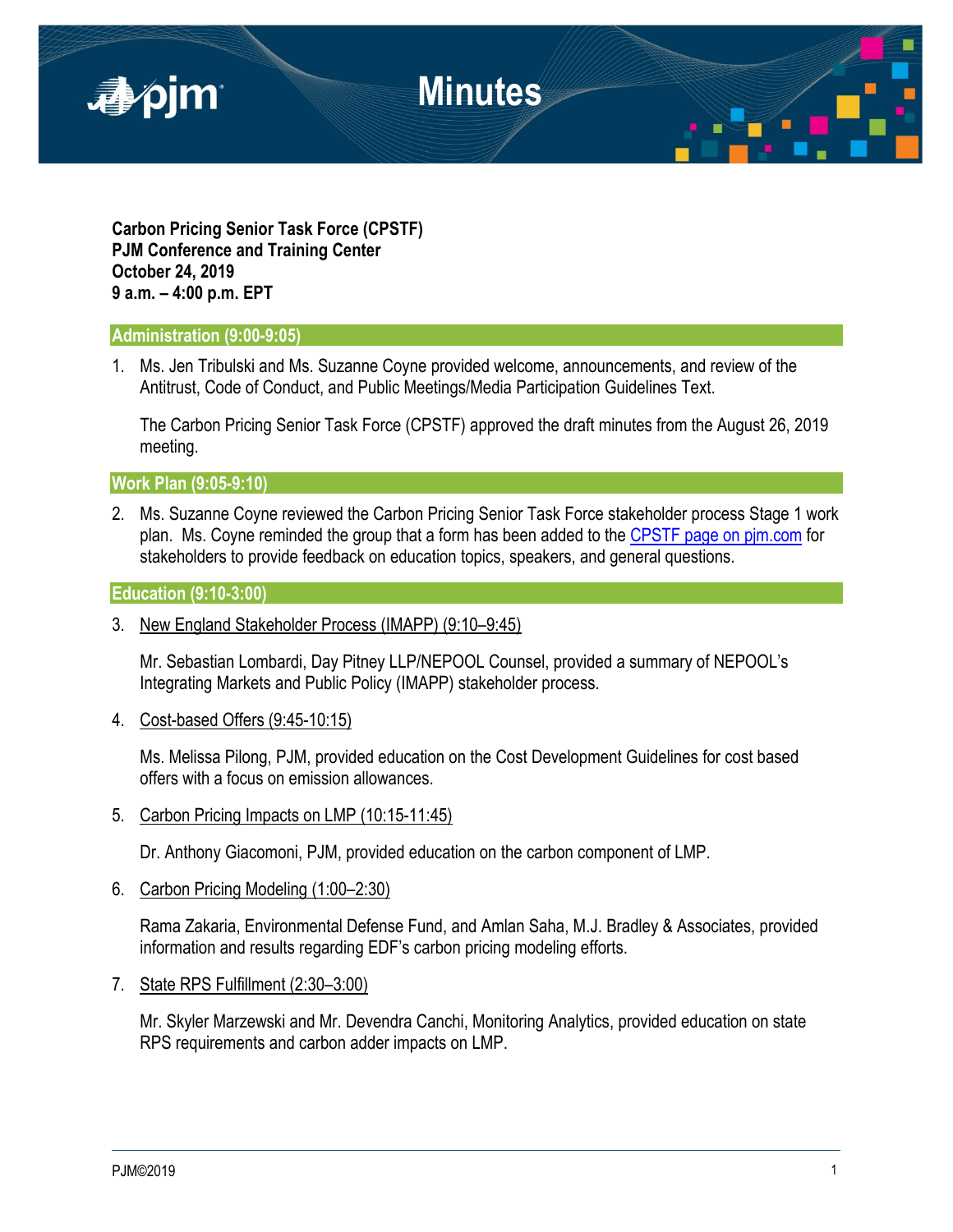# Minutes

**Carbon Pricing Senior Task Force (CPSTF)**
**PJM Conference and Training Center**
**October 24, 2019**
**9 a.m. – 4:00 p.m. EPT**

## Administration (9:00-9:05)

1. Ms. Jen Tribulski and Ms. Suzanne Coyne provided welcome, announcements, and review of the Antitrust, Code of Conduct, and Public Meetings/Media Participation Guidelines Text.

   The Carbon Pricing Senior Task Force (CPSTF) approved the draft minutes from the August 26, 2019 meeting.

## Work Plan (9:05-9:10)

2. Ms. Suzanne Coyne reviewed the Carbon Pricing Senior Task Force stakeholder process Stage 1 work plan. Ms. Coyne reminded the group that a form has been added to the CPSTF page on pjm.com for stakeholders to provide feedback on education topics, speakers, and general questions.

## Education (9:10-3:00)

3. New England Stakeholder Process (IMAPP) (9:10–9:45)

   Mr. Sebastian Lombardi, Day Pitney LLP/NEPOOL Counsel, provided a summary of NEPOOL's Integrating Markets and Public Policy (IMAPP) stakeholder process.

4. Cost-based Offers (9:45-10:15)

   Ms. Melissa Pilong, PJM, provided education on the Cost Development Guidelines for cost based offers with a focus on emission allowances.

5. Carbon Pricing Impacts on LMP (10:15-11:45)

   Dr. Anthony Giacomoni, PJM, provided education on the carbon component of LMP.

6. Carbon Pricing Modeling (1:00–2:30)

   Rama Zakaria, Environmental Defense Fund, and Amlan Saha, M.J. Bradley & Associates, provided information and results regarding EDF's carbon pricing modeling efforts.

7. State RPS Fulfillment (2:30–3:00)

   Mr. Skyler Marzewski and Mr. Devendra Canchi, Monitoring Analytics, provided education on state RPS requirements and carbon adder impacts on LMP.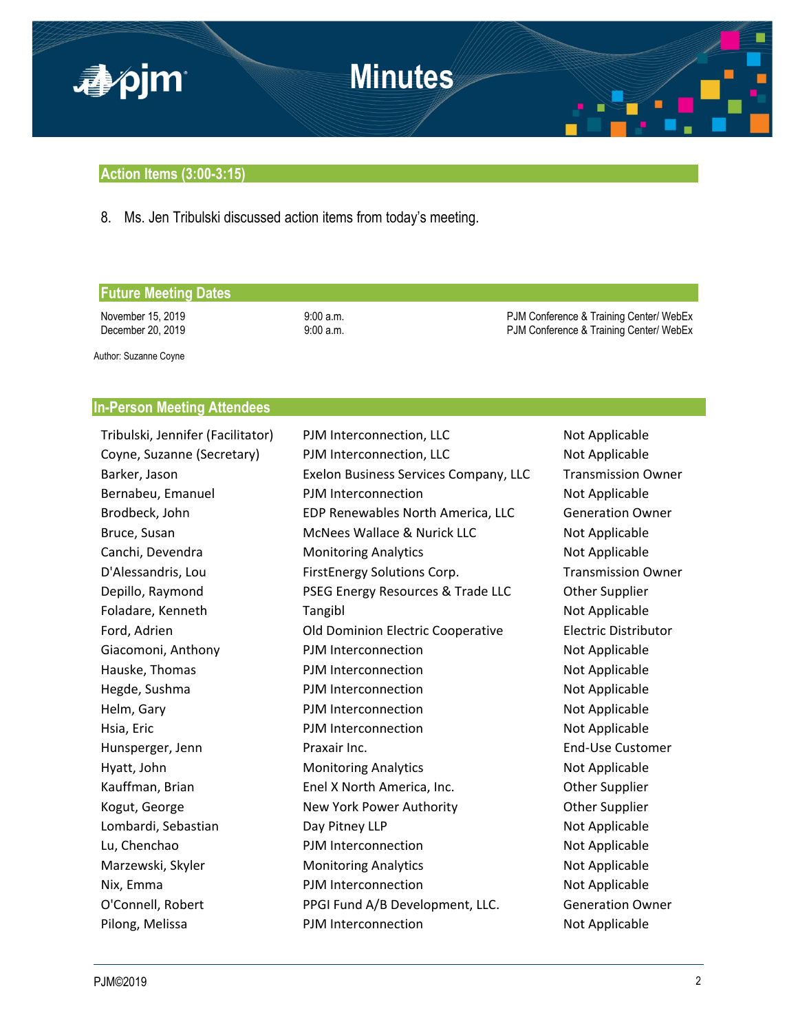## Action Items (3:00-3:15)

8. Ms. Jen Tribulski discussed action items from today's meeting.

## Future Meeting Dates

| | | |
|---|---|---|
| November 15, 2019 | 9:00 a.m. | PJM Conference & Training Center/ WebEx |
| December 20, 2019 | 9:00 a.m. | PJM Conference & Training Center/ WebEx |

Author: Suzanne Coyne

## In-Person Meeting Attendees

| | | |
|---|---|---|
| Tribulski, Jennifer (Facilitator) | PJM Interconnection, LLC | Not Applicable |
| Coyne, Suzanne (Secretary) | PJM Interconnection, LLC | Not Applicable |
| Barker, Jason | Exelon Business Services Company, LLC | Transmission Owner |
| Bernabeu, Emanuel | PJM Interconnection | Not Applicable |
| Brodbeck, John | EDP Renewables North America, LLC | Generation Owner |
| Bruce, Susan | McNees Wallace & Nurick LLC | Not Applicable |
| Canchi, Devendra | Monitoring Analytics | Not Applicable |
| D'Alessandris, Lou | FirstEnergy Solutions Corp. | Transmission Owner |
| Depillo, Raymond | PSEG Energy Resources & Trade LLC | Other Supplier |
| Foladare, Kenneth | Tangibl | Not Applicable |
| Ford, Adrien | Old Dominion Electric Cooperative | Electric Distributor |
| Giacomoni, Anthony | PJM Interconnection | Not Applicable |
| Hauske, Thomas | PJM Interconnection | Not Applicable |
| Hegde, Sushma | PJM Interconnection | Not Applicable |
| Helm, Gary | PJM Interconnection | Not Applicable |
| Hsia, Eric | PJM Interconnection | Not Applicable |
| Hunsperger, Jenn | Praxair Inc. | End-Use Customer |
| Hyatt, John | Monitoring Analytics | Not Applicable |
| Kauffman, Brian | Enel X North America, Inc. | Other Supplier |
| Kogut, George | New York Power Authority | Other Supplier |
| Lombardi, Sebastian | Day Pitney LLP | Not Applicable |
| Lu, Chenchao | PJM Interconnection | Not Applicable |
| Marzewski, Skyler | Monitoring Analytics | Not Applicable |
| Nix, Emma | PJM Interconnection | Not Applicable |
| O'Connell, Robert | PPGI Fund A/B Development, LLC. | Generation Owner |
| Pilong, Melissa | PJM Interconnection | Not Applicable |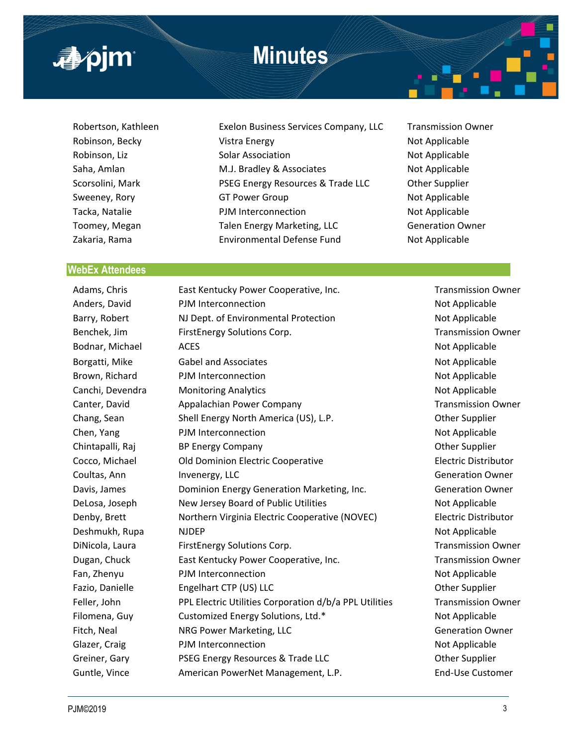| | | |
|---|---|---|
| Robertson, Kathleen | Exelon Business Services Company, LLC | Transmission Owner |
| Robinson, Becky | Vistra Energy | Not Applicable |
| Robinson, Liz | Solar Association | Not Applicable |
| Saha, Amlan | M.J. Bradley & Associates | Not Applicable |
| Scorsolini, Mark | PSEG Energy Resources & Trade LLC | Other Supplier |
| Sweeney, Rory | GT Power Group | Not Applicable |
| Tacka, Natalie | PJM Interconnection | Not Applicable |
| Toomey, Megan | Talen Energy Marketing, LLC | Generation Owner |
| Zakaria, Rama | Environmental Defense Fund | Not Applicable |

## WebEx Attendees

| | | |
|---|---|---|
| Adams, Chris | East Kentucky Power Cooperative, Inc. | Transmission Owner |
| Anders, David | PJM Interconnection | Not Applicable |
| Barry, Robert | NJ Dept. of Environmental Protection | Not Applicable |
| Benchek, Jim | FirstEnergy Solutions Corp. | Transmission Owner |
| Bodnar, Michael | ACES | Not Applicable |
| Borgatti, Mike | Gabel and Associates | Not Applicable |
| Brown, Richard | PJM Interconnection | Not Applicable |
| Canchi, Devendra | Monitoring Analytics | Not Applicable |
| Canter, David | Appalachian Power Company | Transmission Owner |
| Chang, Sean | Shell Energy North America (US), L.P. | Other Supplier |
| Chen, Yang | PJM Interconnection | Not Applicable |
| Chintapalli, Raj | BP Energy Company | Other Supplier |
| Cocco, Michael | Old Dominion Electric Cooperative | Electric Distributor |
| Coultas, Ann | Invenergy, LLC | Generation Owner |
| Davis, James | Dominion Energy Generation Marketing, Inc. | Generation Owner |
| DeLosa, Joseph | New Jersey Board of Public Utilities | Not Applicable |
| Denby, Brett | Northern Virginia Electric Cooperative (NOVEC) | Electric Distributor |
| Deshmukh, Rupa | NJDEP | Not Applicable |
| DiNicola, Laura | FirstEnergy Solutions Corp. | Transmission Owner |
| Dugan, Chuck | East Kentucky Power Cooperative, Inc. | Transmission Owner |
| Fan, Zhenyu | PJM Interconnection | Not Applicable |
| Fazio, Danielle | Engelhart CTP (US) LLC | Other Supplier |
| Feller, John | PPL Electric Utilities Corporation d/b/a PPL Utilities | Transmission Owner |
| Filomena, Guy | Customized Energy Solutions, Ltd.* | Not Applicable |
| Fitch, Neal | NRG Power Marketing, LLC | Generation Owner |
| Glazer, Craig | PJM Interconnection | Not Applicable |
| Greiner, Gary | PSEG Energy Resources & Trade LLC | Other Supplier |
| Guntle, Vince | American PowerNet Management, L.P. | End-Use Customer |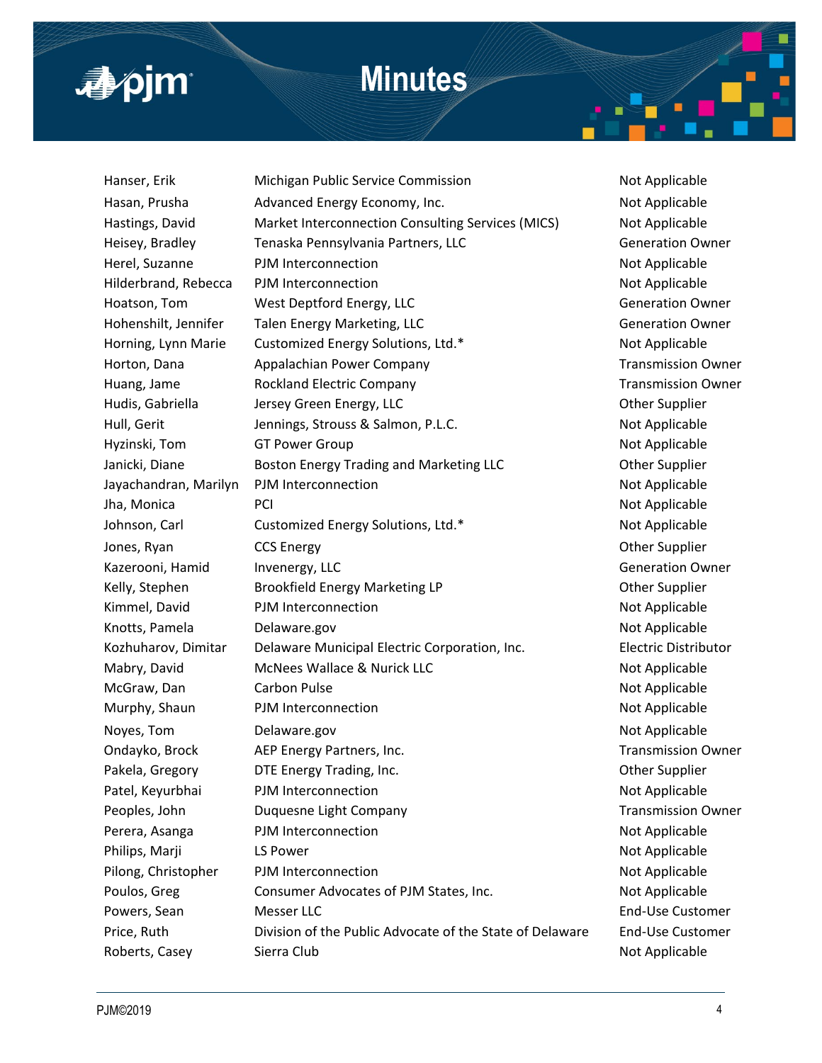| | | |
|---|---|---|
| Hanser, Erik | Michigan Public Service Commission | Not Applicable |
| Hasan, Prusha | Advanced Energy Economy, Inc. | Not Applicable |
| Hastings, David | Market Interconnection Consulting Services (MICS) | Not Applicable |
| Heisey, Bradley | Tenaska Pennsylvania Partners, LLC | Generation Owner |
| Herel, Suzanne | PJM Interconnection | Not Applicable |
| Hilderbrand, Rebecca | PJM Interconnection | Not Applicable |
| Hoatson, Tom | West Deptford Energy, LLC | Generation Owner |
| Hohenshilt, Jennifer | Talen Energy Marketing, LLC | Generation Owner |
| Horning, Lynn Marie | Customized Energy Solutions, Ltd.* | Not Applicable |
| Horton, Dana | Appalachian Power Company | Transmission Owner |
| Huang, Jame | Rockland Electric Company | Transmission Owner |
| Hudis, Gabriella | Jersey Green Energy, LLC | Other Supplier |
| Hull, Gerit | Jennings, Strouss & Salmon, P.L.C. | Not Applicable |
| Hyzinski, Tom | GT Power Group | Not Applicable |
| Janicki, Diane | Boston Energy Trading and Marketing LLC | Other Supplier |
| Jayachandran, Marilyn | PJM Interconnection | Not Applicable |
| Jha, Monica | PCI | Not Applicable |
| Johnson, Carl | Customized Energy Solutions, Ltd.* | Not Applicable |
| Jones, Ryan | CCS Energy | Other Supplier |
| Kazerooni, Hamid | Invenergy, LLC | Generation Owner |
| Kelly, Stephen | Brookfield Energy Marketing LP | Other Supplier |
| Kimmel, David | PJM Interconnection | Not Applicable |
| Knotts, Pamela | Delaware.gov | Not Applicable |
| Kozhuharov, Dimitar | Delaware Municipal Electric Corporation, Inc. | Electric Distributor |
| Mabry, David | McNees Wallace & Nurick LLC | Not Applicable |
| McGraw, Dan | Carbon Pulse | Not Applicable |
| Murphy, Shaun | PJM Interconnection | Not Applicable |
| Noyes, Tom | Delaware.gov | Not Applicable |
| Ondayko, Brock | AEP Energy Partners, Inc. | Transmission Owner |
| Pakela, Gregory | DTE Energy Trading, Inc. | Other Supplier |
| Patel, Keyurbhai | PJM Interconnection | Not Applicable |
| Peoples, John | Duquesne Light Company | Transmission Owner |
| Perera, Asanga | PJM Interconnection | Not Applicable |
| Philips, Marji | LS Power | Not Applicable |
| Pilong, Christopher | PJM Interconnection | Not Applicable |
| Poulos, Greg | Consumer Advocates of PJM States, Inc. | Not Applicable |
| Powers, Sean | Messer LLC | End-Use Customer |
| Price, Ruth | Division of the Public Advocate of the State of Delaware | End-Use Customer |
| Roberts, Casey | Sierra Club | Not Applicable |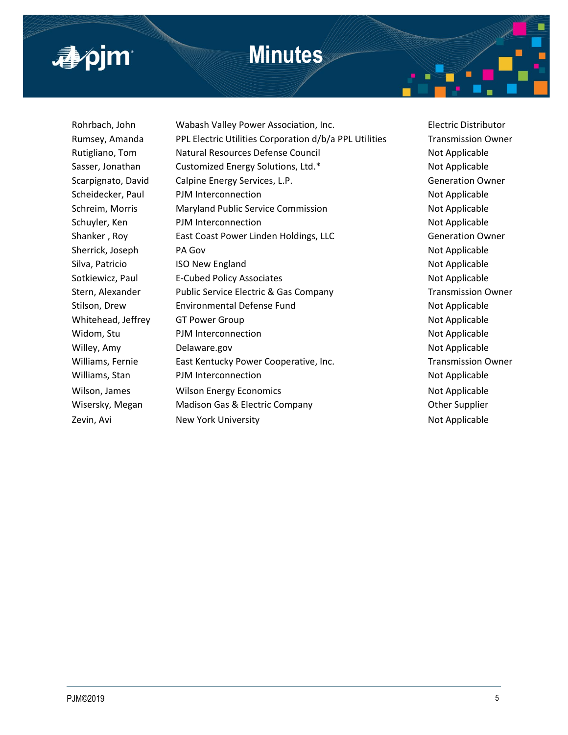| | | |
|---|---|---|
| Rohrbach, John | Wabash Valley Power Association, Inc. | Electric Distributor |
| Rumsey, Amanda | PPL Electric Utilities Corporation d/b/a PPL Utilities | Transmission Owner |
| Rutigliano, Tom | Natural Resources Defense Council | Not Applicable |
| Sasser, Jonathan | Customized Energy Solutions, Ltd.* | Not Applicable |
| Scarpignato, David | Calpine Energy Services, L.P. | Generation Owner |
| Scheidecker, Paul | PJM Interconnection | Not Applicable |
| Schreim, Morris | Maryland Public Service Commission | Not Applicable |
| Schuyler, Ken | PJM Interconnection | Not Applicable |
| Shanker , Roy | East Coast Power Linden Holdings, LLC | Generation Owner |
| Sherrick, Joseph | PA Gov | Not Applicable |
| Silva, Patricio | ISO New England | Not Applicable |
| Sotkiewicz, Paul | E-Cubed Policy Associates | Not Applicable |
| Stern, Alexander | Public Service Electric & Gas Company | Transmission Owner |
| Stilson, Drew | Environmental Defense Fund | Not Applicable |
| Whitehead, Jeffrey | GT Power Group | Not Applicable |
| Widom, Stu | PJM Interconnection | Not Applicable |
| Willey, Amy | Delaware.gov | Not Applicable |
| Williams, Fernie | East Kentucky Power Cooperative, Inc. | Transmission Owner |
| Williams, Stan | PJM Interconnection | Not Applicable |
| Wilson, James | Wilson Energy Economics | Not Applicable |
| Wisersky, Megan | Madison Gas & Electric Company | Other Supplier |
| Zevin, Avi | New York University | Not Applicable |